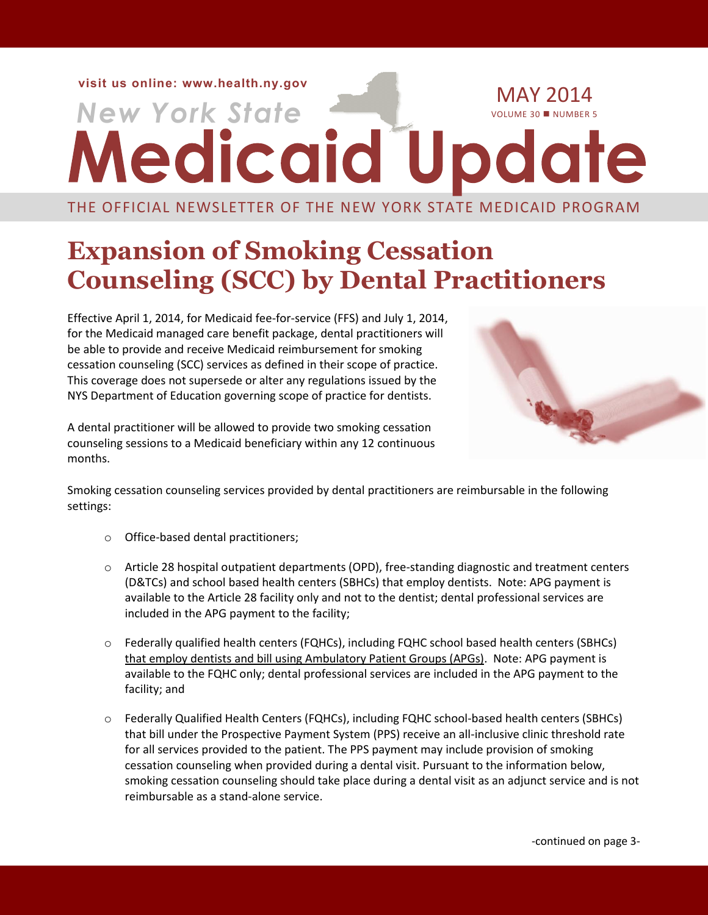visit us online: www.health.ny.gov

# New York State Medicaid Update

MAY 2014
VOLUME 30 ■ NUMBER 5

THE OFFICIAL NEWSLETTER OF THE NEW YORK STATE MEDICAID PROGRAM

## Expansion of Smoking Cessation Counseling (SCC) by Dental Practitioners

Effective April 1, 2014, for Medicaid fee-for-service (FFS) and July 1, 2014, for the Medicaid managed care benefit package, dental practitioners will be able to provide and receive Medicaid reimbursement for smoking cessation counseling (SCC) services as defined in their scope of practice. This coverage does not supersede or alter any regulations issued by the NYS Department of Education governing scope of practice for dentists.

A dental practitioner will be allowed to provide two smoking cessation counseling sessions to a Medicaid beneficiary within any 12 continuous months.

Smoking cessation counseling services provided by dental practitioners are reimbursable in the following settings:

- Office-based dental practitioners;
- Article 28 hospital outpatient departments (OPD), free-standing diagnostic and treatment centers (D&TCs) and school based health centers (SBHCs) that employ dentists. Note: APG payment is available to the Article 28 facility only and not to the dentist; dental professional services are included in the APG payment to the facility;
- Federally qualified health centers (FQHCs), including FQHC school based health centers (SBHCs) that employ dentists and bill using Ambulatory Patient Groups (APGs). Note: APG payment is available to the FQHC only; dental professional services are included in the APG payment to the facility; and
- Federally Qualified Health Centers (FQHCs), including FQHC school-based health centers (SBHCs) that bill under the Prospective Payment System (PPS) receive an all-inclusive clinic threshold rate for all services provided to the patient. The PPS payment may include provision of smoking cessation counseling when provided during a dental visit. Pursuant to the information below, smoking cessation counseling should take place during a dental visit as an adjunct service and is not reimbursable as a stand-alone service.

-continued on page 3-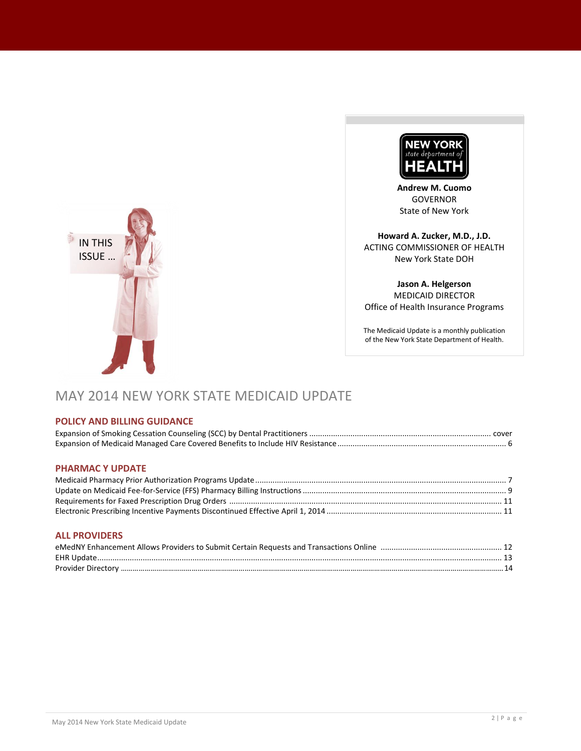IN THIS ISSUE ...

**Andrew M. Cuomo**
GOVERNOR
State of New York

**Howard A. Zucker, M.D., J.D.**
ACTING COMMISSIONER OF HEALTH
New York State DOH

**Jason A. Helgerson**
MEDICAID DIRECTOR
Office of Health Insurance Programs

The Medicaid Update is a monthly publication of the New York State Department of Health.

# MAY 2014 NEW YORK STATE MEDICAID UPDATE

## POLICY AND BILLING GUIDANCE

Expansion of Smoking Cessation Counseling (SCC) by Dental Practitioners ........ cover
Expansion of Medicaid Managed Care Covered Benefits to Include HIV Resistance ........ 6

## PHARMAC Y UPDATE

Medicaid Pharmacy Prior Authorization Programs Update ........ 7
Update on Medicaid Fee-for-Service (FFS) Pharmacy Billing Instructions ........ 9
Requirements for Faxed Prescription Drug Orders ........ 11
Electronic Prescribing Incentive Payments Discontinued Effective April 1, 2014 ........ 11

## ALL PROVIDERS

eMedNY Enhancement Allows Providers to Submit Certain Requests and Transactions Online ........ 12
EHR Update ........ 13
Provider Directory ........ 14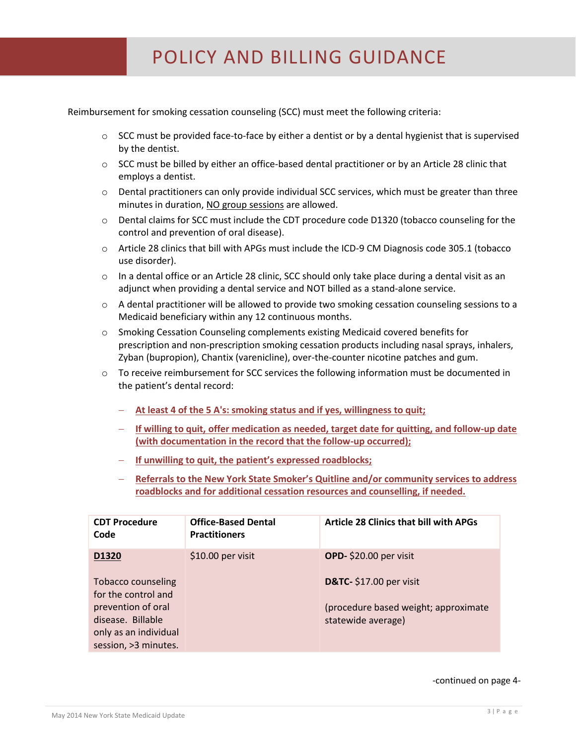# POLICY AND BILLING GUIDANCE

Reimbursement for smoking cessation counseling (SCC) must meet the following criteria:

- SCC must be provided face-to-face by either a dentist or by a dental hygienist that is supervised by the dentist.
- SCC must be billed by either an office-based dental practitioner or by an Article 28 clinic that employs a dentist.
- Dental practitioners can only provide individual SCC services, which must be greater than three minutes in duration, NO group sessions are allowed.
- Dental claims for SCC must include the CDT procedure code D1320 (tobacco counseling for the control and prevention of oral disease).
- Article 28 clinics that bill with APGs must include the ICD-9 CM Diagnosis code 305.1 (tobacco use disorder).
- In a dental office or an Article 28 clinic, SCC should only take place during a dental visit as an adjunct when providing a dental service and NOT billed as a stand-alone service.
- A dental practitioner will be allowed to provide two smoking cessation counseling sessions to a Medicaid beneficiary within any 12 continuous months.
- Smoking Cessation Counseling complements existing Medicaid covered benefits for prescription and non-prescription smoking cessation products including nasal sprays, inhalers, Zyban (bupropion), Chantix (varenicline), over-the-counter nicotine patches and gum.
- To receive reimbursement for SCC services the following information must be documented in the patient's dental record:
  - **At least 4 of the 5 A's: smoking status and if yes, willingness to quit;**
  - **If willing to quit, offer medication as needed, target date for quitting, and follow-up date (with documentation in the record that the follow-up occurred);**
  - **If unwilling to quit, the patient's expressed roadblocks;**
  - **Referrals to the New York State Smoker's Quitline and/or community services to address roadblocks and for additional cessation resources and counselling, if needed.**

| CDT Procedure Code | Office-Based Dental Practitioners | Article 28 Clinics that bill with APGs |
|---|---|---|
| **D1320**<br><br>Tobacco counseling for the control and prevention of oral disease. Billable only as an individual session, >3 minutes. | $10.00 per visit | **OPD-** $20.00 per visit<br><br>**D&TC-** $17.00 per visit<br><br>(procedure based weight; approximate statewide average) |

-continued on page 4-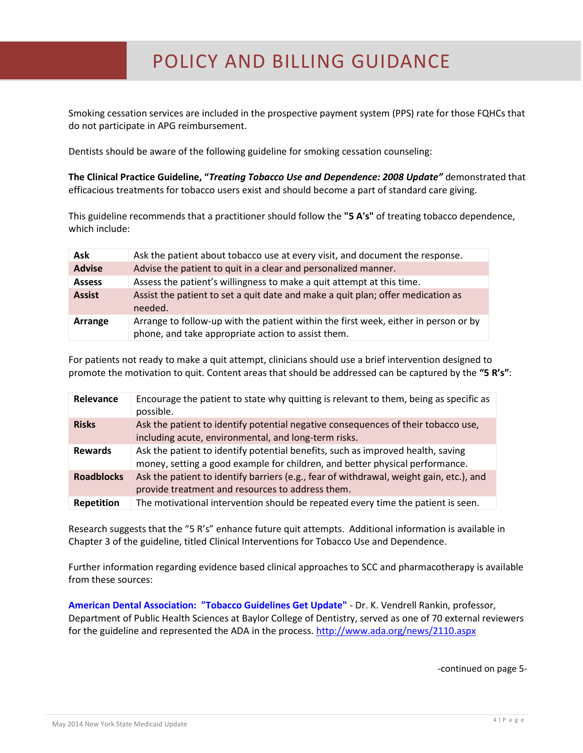# POLICY AND BILLING GUIDANCE

Smoking cessation services are included in the prospective payment system (PPS) rate for those FQHCs that do not participate in APG reimbursement.

Dentists should be aware of the following guideline for smoking cessation counseling:

**The Clinical Practice Guideline, "*Treating Tobacco Use and Dependence: 2008 Update*"** demonstrated that efficacious treatments for tobacco users exist and should become a part of standard care giving.

This guideline recommends that a practitioner should follow the **"5 A's"** of treating tobacco dependence, which include:

| | |
|---|---|
| **Ask** | Ask the patient about tobacco use at every visit, and document the response. |
| **Advise** | Advise the patient to quit in a clear and personalized manner. |
| **Assess** | Assess the patient's willingness to make a quit attempt at this time. |
| **Assist** | Assist the patient to set a quit date and make a quit plan; offer medication as needed. |
| **Arrange** | Arrange to follow-up with the patient within the first week, either in person or by phone, and take appropriate action to assist them. |

For patients not ready to make a quit attempt, clinicians should use a brief intervention designed to promote the motivation to quit. Content areas that should be addressed can be captured by the **"5 R's"**:

| | |
|---|---|
| **Relevance** | Encourage the patient to state why quitting is relevant to them, being as specific as possible. |
| **Risks** | Ask the patient to identify potential negative consequences of their tobacco use, including acute, environmental, and long-term risks. |
| **Rewards** | Ask the patient to identify potential benefits, such as improved health, saving money, setting a good example for children, and better physical performance. |
| **Roadblocks** | Ask the patient to identify barriers (e.g., fear of withdrawal, weight gain, etc.), and provide treatment and resources to address them. |
| **Repetition** | The motivational intervention should be repeated every time the patient is seen. |

Research suggests that the "5 R's" enhance future quit attempts. Additional information is available in Chapter 3 of the guideline, titled Clinical Interventions for Tobacco Use and Dependence.

Further information regarding evidence based clinical approaches to SCC and pharmacotherapy is available from these sources:

**American Dental Association: "Tobacco Guidelines Get Update"** - Dr. K. Vendrell Rankin, professor, Department of Public Health Sciences at Baylor College of Dentistry, served as one of 70 external reviewers for the guideline and represented the ADA in the process. http://www.ada.org/news/2110.aspx

-continued on page 5-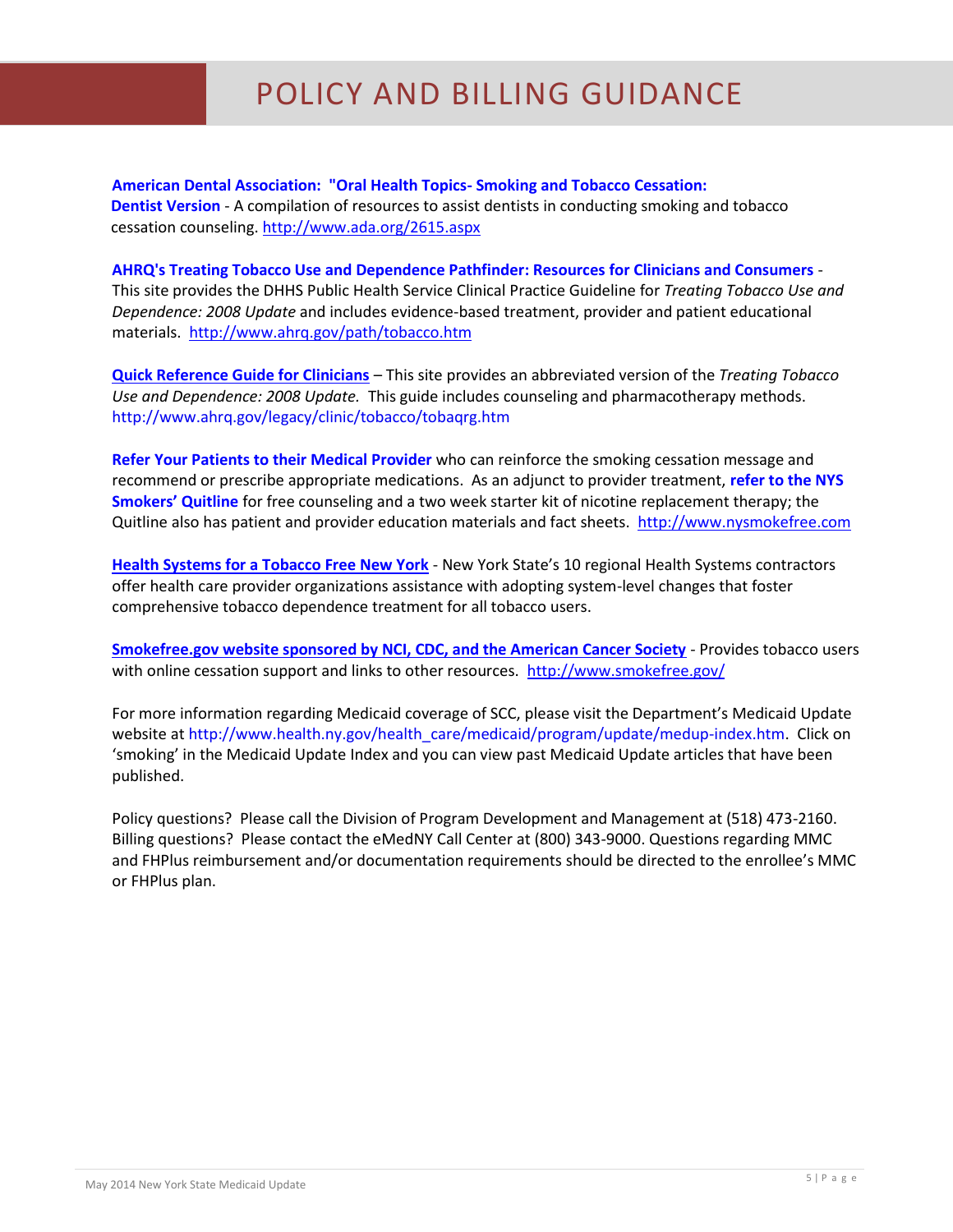# POLICY AND BILLING GUIDANCE

**American Dental Association: "Oral Health Topics- Smoking and Tobacco Cessation: Dentist Version** - A compilation of resources to assist dentists in conducting smoking and tobacco cessation counseling. http://www.ada.org/2615.aspx

**AHRQ's Treating Tobacco Use and Dependence Pathfinder: Resources for Clinicians and Consumers** - This site provides the DHHS Public Health Service Clinical Practice Guideline for *Treating Tobacco Use and Dependence: 2008 Update* and includes evidence-based treatment, provider and patient educational materials. http://www.ahrq.gov/path/tobacco.htm

**Quick Reference Guide for Clinicians** – This site provides an abbreviated version of the *Treating Tobacco Use and Dependence: 2008 Update.* This guide includes counseling and pharmacotherapy methods. http://www.ahrq.gov/legacy/clinic/tobacco/tobaqrg.htm

**Refer Your Patients to their Medical Provider** who can reinforce the smoking cessation message and recommend or prescribe appropriate medications. As an adjunct to provider treatment, **refer to the NYS Smokers' Quitline** for free counseling and a two week starter kit of nicotine replacement therapy; the Quitline also has patient and provider education materials and fact sheets. http://www.nysmokefree.com

**Health Systems for a Tobacco Free New York** - New York State's 10 regional Health Systems contractors offer health care provider organizations assistance with adopting system-level changes that foster comprehensive tobacco dependence treatment for all tobacco users.

**Smokefree.gov website sponsored by NCI, CDC, and the American Cancer Society** - Provides tobacco users with online cessation support and links to other resources. http://www.smokefree.gov/

For more information regarding Medicaid coverage of SCC, please visit the Department's Medicaid Update website at http://www.health.ny.gov/health_care/medicaid/program/update/medup-index.htm. Click on 'smoking' in the Medicaid Update Index and you can view past Medicaid Update articles that have been published.

Policy questions? Please call the Division of Program Development and Management at (518) 473-2160. Billing questions? Please contact the eMedNY Call Center at (800) 343-9000. Questions regarding MMC and FHPlus reimbursement and/or documentation requirements should be directed to the enrollee's MMC or FHPlus plan.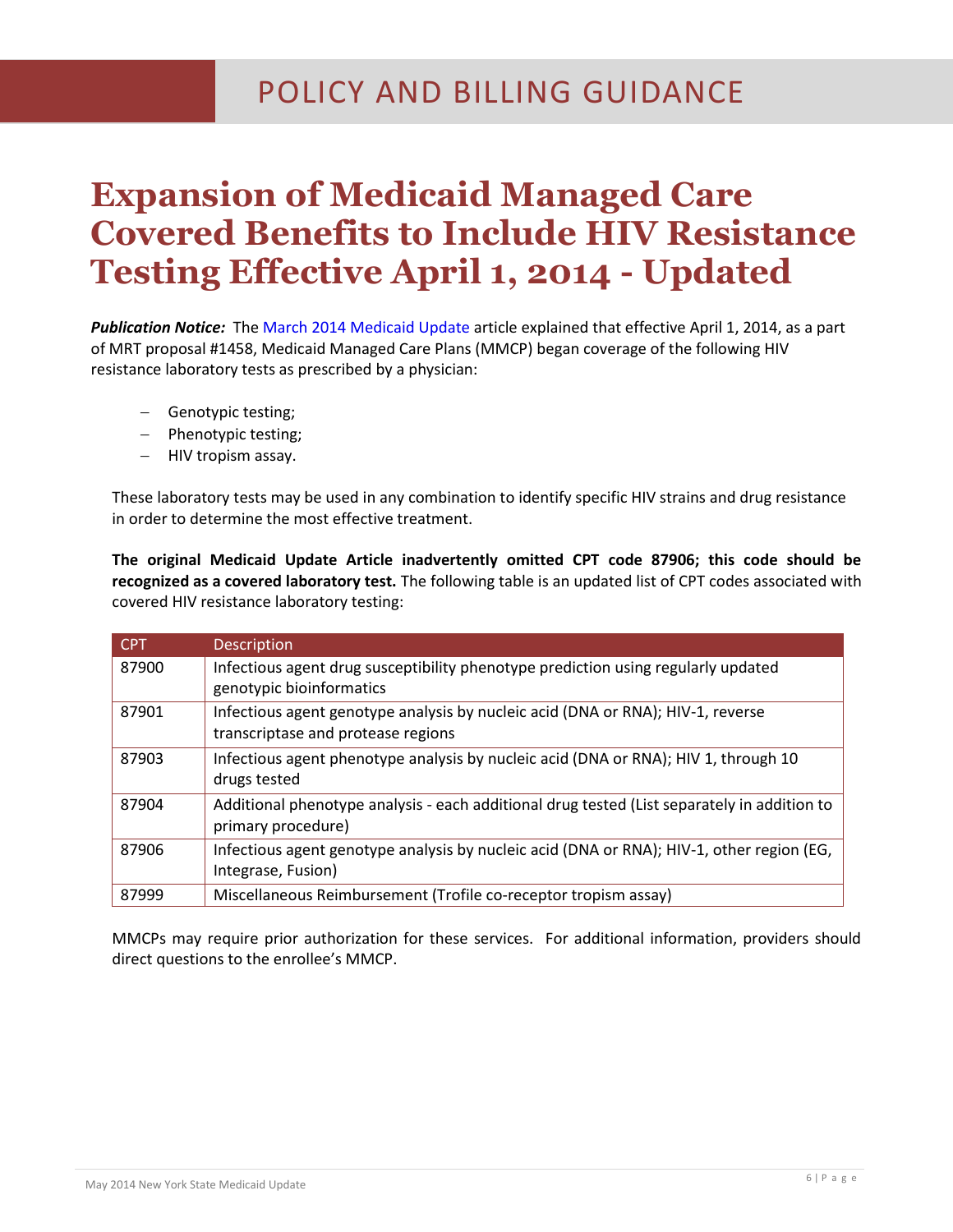# Expansion of Medicaid Managed Care Covered Benefits to Include HIV Resistance Testing Effective April 1, 2014 - Updated

***Publication Notice:*** The March 2014 Medicaid Update article explained that effective April 1, 2014, as a part of MRT proposal #1458, Medicaid Managed Care Plans (MMCP) began coverage of the following HIV resistance laboratory tests as prescribed by a physician:

- Genotypic testing;
- Phenotypic testing;
- HIV tropism assay.

These laboratory tests may be used in any combination to identify specific HIV strains and drug resistance in order to determine the most effective treatment.

**The original Medicaid Update Article inadvertently omitted CPT code 87906; this code should be recognized as a covered laboratory test.** The following table is an updated list of CPT codes associated with covered HIV resistance laboratory testing:

| CPT | Description |
|---|---|
| 87900 | Infectious agent drug susceptibility phenotype prediction using regularly updated genotypic bioinformatics |
| 87901 | Infectious agent genotype analysis by nucleic acid (DNA or RNA); HIV-1, reverse transcriptase and protease regions |
| 87903 | Infectious agent phenotype analysis by nucleic acid (DNA or RNA); HIV 1, through 10 drugs tested |
| 87904 | Additional phenotype analysis - each additional drug tested (List separately in addition to primary procedure) |
| 87906 | Infectious agent genotype analysis by nucleic acid (DNA or RNA); HIV-1, other region (EG, Integrase, Fusion) |
| 87999 | Miscellaneous Reimbursement (Trofile co-receptor tropism assay) |

MMCPs may require prior authorization for these services. For additional information, providers should direct questions to the enrollee's MMCP.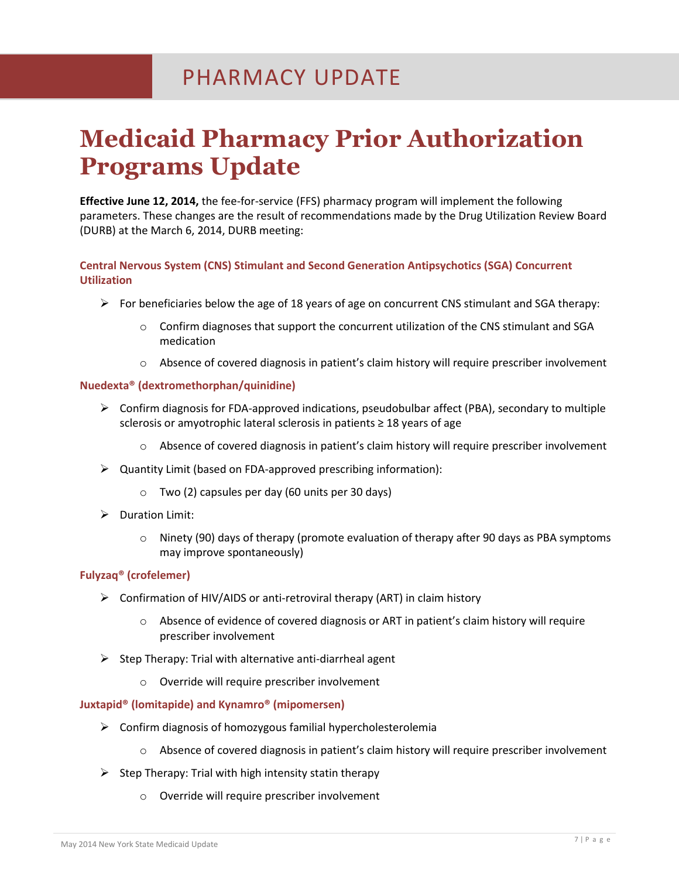# Medicaid Pharmacy Prior Authorization Programs Update

**Effective June 12, 2014,** the fee-for-service (FFS) pharmacy program will implement the following parameters. These changes are the result of recommendations made by the Drug Utilization Review Board (DURB) at the March 6, 2014, DURB meeting:

### Central Nervous System (CNS) Stimulant and Second Generation Antipsychotics (SGA) Concurrent Utilization

- For beneficiaries below the age of 18 years of age on concurrent CNS stimulant and SGA therapy:
  - Confirm diagnoses that support the concurrent utilization of the CNS stimulant and SGA medication
  - Absence of covered diagnosis in patient's claim history will require prescriber involvement

### Nuedexta® (dextromethorphan/quinidine)

- Confirm diagnosis for FDA-approved indications, pseudobulbar affect (PBA), secondary to multiple sclerosis or amyotrophic lateral sclerosis in patients ≥ 18 years of age
  - Absence of covered diagnosis in patient's claim history will require prescriber involvement
- Quantity Limit (based on FDA-approved prescribing information):
  - Two (2) capsules per day (60 units per 30 days)
- Duration Limit:
  - Ninety (90) days of therapy (promote evaluation of therapy after 90 days as PBA symptoms may improve spontaneously)

### Fulyzaq® (crofelemer)

- Confirmation of HIV/AIDS or anti-retroviral therapy (ART) in claim history
  - Absence of evidence of covered diagnosis or ART in patient's claim history will require prescriber involvement
- Step Therapy: Trial with alternative anti-diarrheal agent
  - Override will require prescriber involvement

### Juxtapid® (lomitapide) and Kynamro® (mipomersen)

- Confirm diagnosis of homozygous familial hypercholesterolemia
  - Absence of covered diagnosis in patient's claim history will require prescriber involvement
- Step Therapy: Trial with high intensity statin therapy
  - Override will require prescriber involvement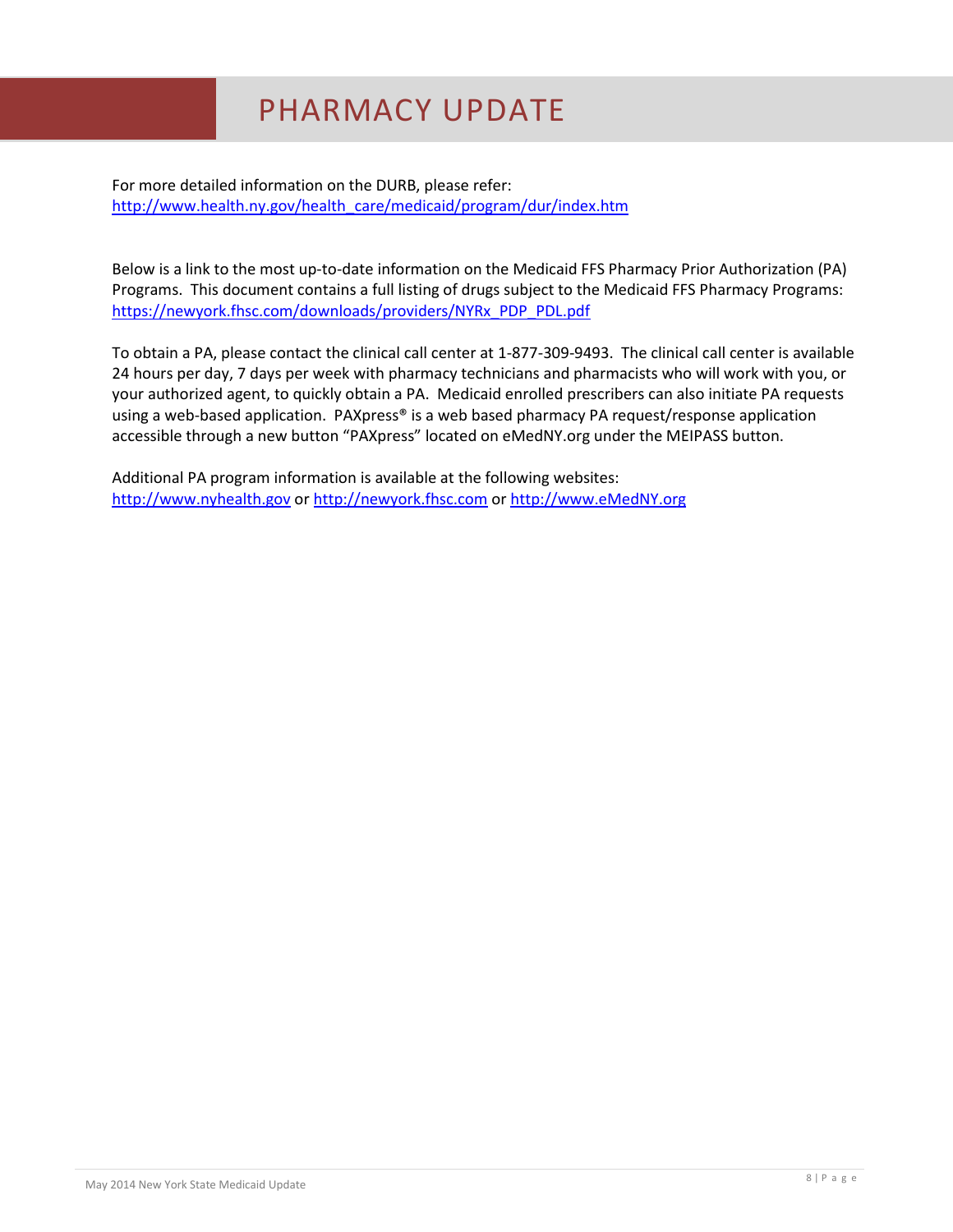# PHARMACY UPDATE

For more detailed information on the DURB, please refer:
http://www.health.ny.gov/health_care/medicaid/program/dur/index.htm

Below is a link to the most up-to-date information on the Medicaid FFS Pharmacy Prior Authorization (PA) Programs. This document contains a full listing of drugs subject to the Medicaid FFS Pharmacy Programs:
https://newyork.fhsc.com/downloads/providers/NYRx_PDP_PDL.pdf

To obtain a PA, please contact the clinical call center at 1-877-309-9493. The clinical call center is available 24 hours per day, 7 days per week with pharmacy technicians and pharmacists who will work with you, or your authorized agent, to quickly obtain a PA. Medicaid enrolled prescribers can also initiate PA requests using a web-based application. PAXpress® is a web based pharmacy PA request/response application accessible through a new button "PAXpress" located on eMedNY.org under the MEIPASS button.

Additional PA program information is available at the following websites:
http://www.nyhealth.gov or http://newyork.fhsc.com or http://www.eMedNY.org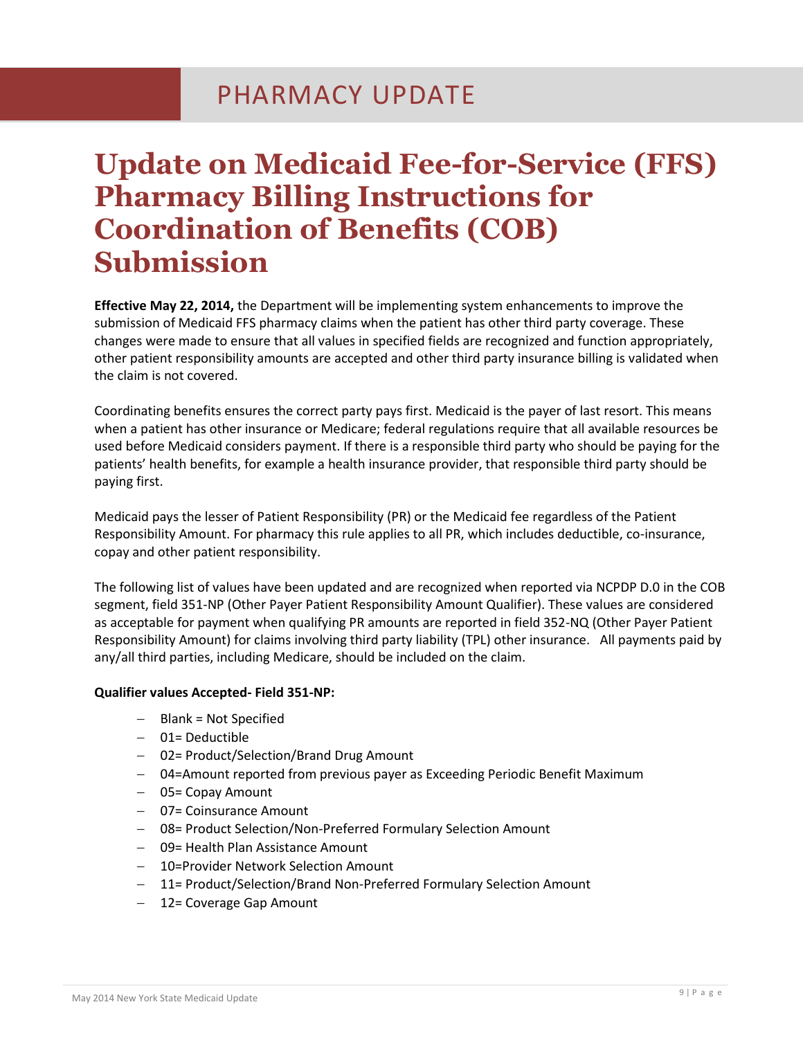PHARMACY UPDATE

# Update on Medicaid Fee-for-Service (FFS) Pharmacy Billing Instructions for Coordination of Benefits (COB) Submission

**Effective May 22, 2014,** the Department will be implementing system enhancements to improve the submission of Medicaid FFS pharmacy claims when the patient has other third party coverage. These changes were made to ensure that all values in specified fields are recognized and function appropriately, other patient responsibility amounts are accepted and other third party insurance billing is validated when the claim is not covered.

Coordinating benefits ensures the correct party pays first. Medicaid is the payer of last resort. This means when a patient has other insurance or Medicare; federal regulations require that all available resources be used before Medicaid considers payment. If there is a responsible third party who should be paying for the patients' health benefits, for example a health insurance provider, that responsible third party should be paying first.

Medicaid pays the lesser of Patient Responsibility (PR) or the Medicaid fee regardless of the Patient Responsibility Amount. For pharmacy this rule applies to all PR, which includes deductible, co-insurance, copay and other patient responsibility.

The following list of values have been updated and are recognized when reported via NCPDP D.0 in the COB segment, field 351-NP (Other Payer Patient Responsibility Amount Qualifier). These values are considered as acceptable for payment when qualifying PR amounts are reported in field 352-NQ (Other Payer Patient Responsibility Amount) for claims involving third party liability (TPL) other insurance. All payments paid by any/all third parties, including Medicare, should be included on the claim.

**Qualifier values Accepted- Field 351-NP:**

- Blank = Not Specified
- 01= Deductible
- 02= Product/Selection/Brand Drug Amount
- 04=Amount reported from previous payer as Exceeding Periodic Benefit Maximum
- 05= Copay Amount
- 07= Coinsurance Amount
- 08= Product Selection/Non-Preferred Formulary Selection Amount
- 09= Health Plan Assistance Amount
- 10=Provider Network Selection Amount
- 11= Product/Selection/Brand Non-Preferred Formulary Selection Amount
- 12= Coverage Gap Amount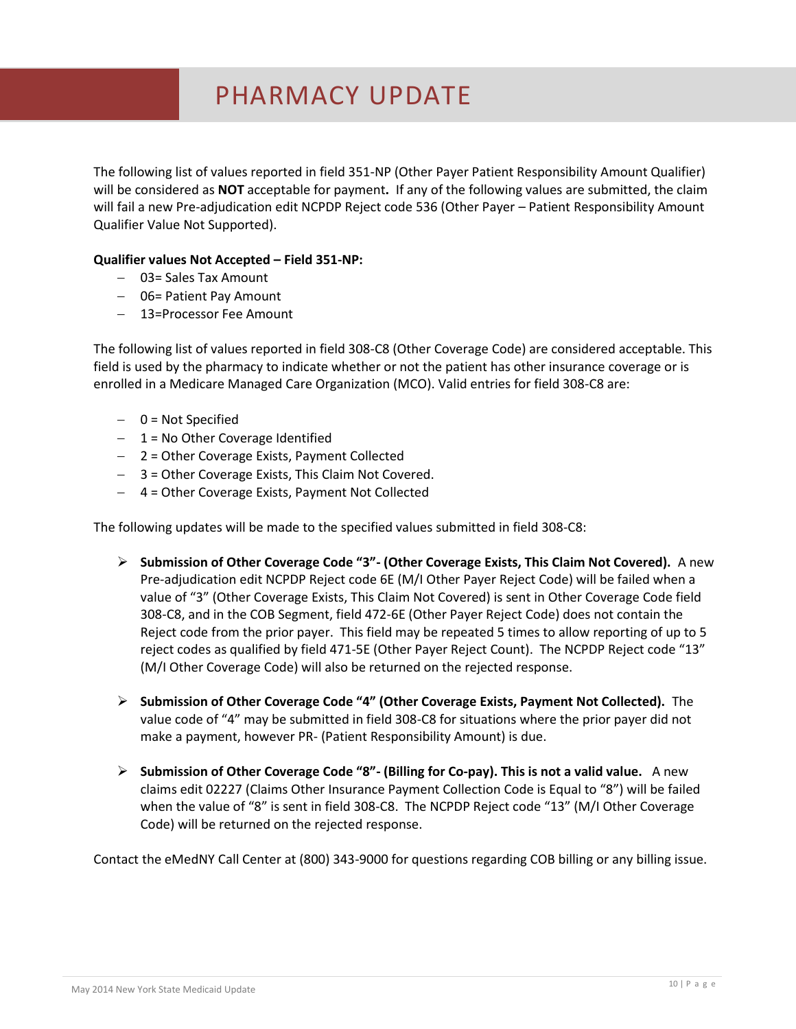# PHARMACY UPDATE

The following list of values reported in field 351-NP (Other Payer Patient Responsibility Amount Qualifier) will be considered as **NOT** acceptable for payment**.** If any of the following values are submitted, the claim will fail a new Pre-adjudication edit NCPDP Reject code 536 (Other Payer – Patient Responsibility Amount Qualifier Value Not Supported).

**Qualifier values Not Accepted – Field 351-NP:**

- 03= Sales Tax Amount
- 06= Patient Pay Amount
- 13=Processor Fee Amount

The following list of values reported in field 308-C8 (Other Coverage Code) are considered acceptable. This field is used by the pharmacy to indicate whether or not the patient has other insurance coverage or is enrolled in a Medicare Managed Care Organization (MCO). Valid entries for field 308-C8 are:

- 0 = Not Specified
- 1 = No Other Coverage Identified
- 2 = Other Coverage Exists, Payment Collected
- 3 = Other Coverage Exists, This Claim Not Covered.
- 4 = Other Coverage Exists, Payment Not Collected

The following updates will be made to the specified values submitted in field 308-C8:

- **Submission of Other Coverage Code "3"- (Other Coverage Exists, This Claim Not Covered).** A new Pre-adjudication edit NCPDP Reject code 6E (M/I Other Payer Reject Code) will be failed when a value of "3" (Other Coverage Exists, This Claim Not Covered) is sent in Other Coverage Code field 308-C8, and in the COB Segment, field 472-6E (Other Payer Reject Code) does not contain the Reject code from the prior payer. This field may be repeated 5 times to allow reporting of up to 5 reject codes as qualified by field 471-5E (Other Payer Reject Count). The NCPDP Reject code "13" (M/I Other Coverage Code) will also be returned on the rejected response.

- **Submission of Other Coverage Code "4" (Other Coverage Exists, Payment Not Collected).** The value code of "4" may be submitted in field 308-C8 for situations where the prior payer did not make a payment, however PR- (Patient Responsibility Amount) is due.

- **Submission of Other Coverage Code "8"- (Billing for Co-pay). This is not a valid value.** A new claims edit 02227 (Claims Other Insurance Payment Collection Code is Equal to "8") will be failed when the value of "8" is sent in field 308-C8. The NCPDP Reject code "13" (M/I Other Coverage Code) will be returned on the rejected response.

Contact the eMedNY Call Center at (800) 343-9000 for questions regarding COB billing or any billing issue.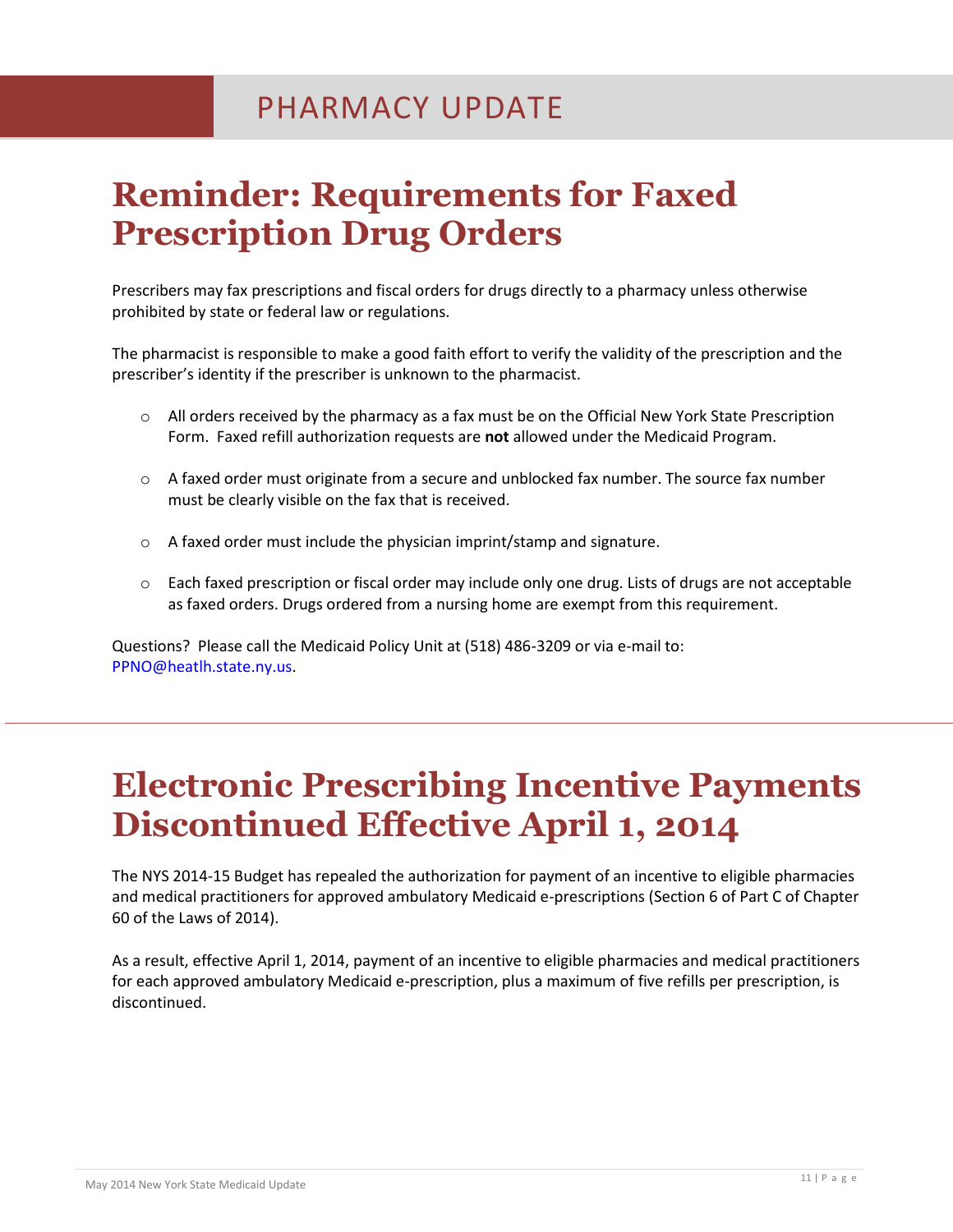# PHARMACY UPDATE

## Reminder: Requirements for Faxed Prescription Drug Orders

Prescribers may fax prescriptions and fiscal orders for drugs directly to a pharmacy unless otherwise prohibited by state or federal law or regulations.

The pharmacist is responsible to make a good faith effort to verify the validity of the prescription and the prescriber's identity if the prescriber is unknown to the pharmacist.

- All orders received by the pharmacy as a fax must be on the Official New York State Prescription Form. Faxed refill authorization requests are **not** allowed under the Medicaid Program.
- A faxed order must originate from a secure and unblocked fax number. The source fax number must be clearly visible on the fax that is received.
- A faxed order must include the physician imprint/stamp and signature.
- Each faxed prescription or fiscal order may include only one drug. Lists of drugs are not acceptable as faxed orders. Drugs ordered from a nursing home are exempt from this requirement.

Questions? Please call the Medicaid Policy Unit at (518) 486-3209 or via e-mail to: PPNO@heatlh.state.ny.us.

---

## Electronic Prescribing Incentive Payments Discontinued Effective April 1, 2014

The NYS 2014-15 Budget has repealed the authorization for payment of an incentive to eligible pharmacies and medical practitioners for approved ambulatory Medicaid e-prescriptions (Section 6 of Part C of Chapter 60 of the Laws of 2014).

As a result, effective April 1, 2014, payment of an incentive to eligible pharmacies and medical practitioners for each approved ambulatory Medicaid e-prescription, plus a maximum of five refills per prescription, is discontinued.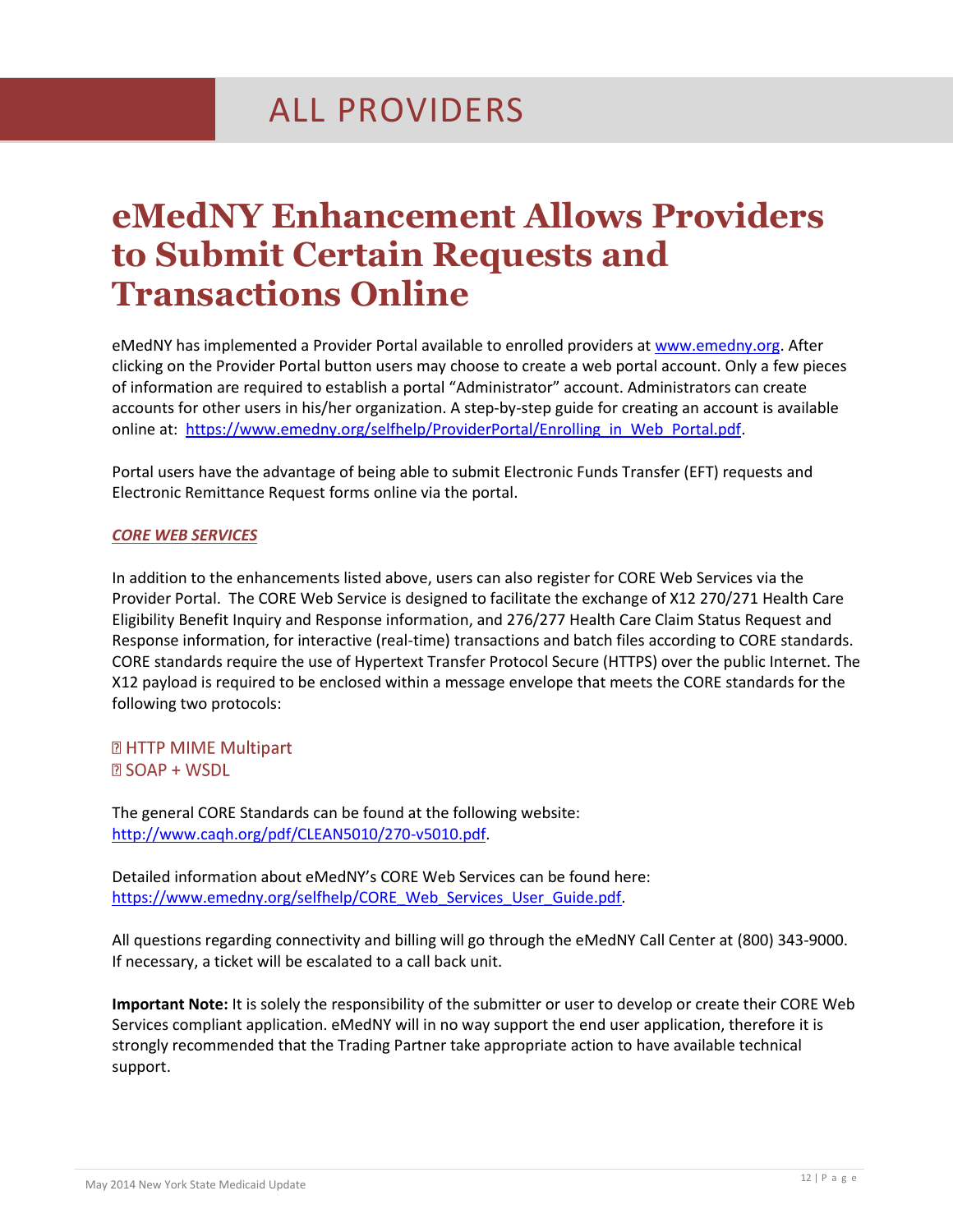# ALL PROVIDERS

## eMedNY Enhancement Allows Providers to Submit Certain Requests and Transactions Online

eMedNY has implemented a Provider Portal available to enrolled providers at www.emedny.org. After clicking on the Provider Portal button users may choose to create a web portal account. Only a few pieces of information are required to establish a portal "Administrator" account. Administrators can create accounts for other users in his/her organization. A step-by-step guide for creating an account is available online at: https://www.emedny.org/selfhelp/ProviderPortal/Enrolling_in_Web_Portal.pdf.

Portal users have the advantage of being able to submit Electronic Funds Transfer (EFT) requests and Electronic Remittance Request forms online via the portal.

***CORE WEB SERVICES***

In addition to the enhancements listed above, users can also register for CORE Web Services via the Provider Portal. The CORE Web Service is designed to facilitate the exchange of X12 270/271 Health Care Eligibility Benefit Inquiry and Response information, and 276/277 Health Care Claim Status Request and Response information, for interactive (real-time) transactions and batch files according to CORE standards. CORE standards require the use of Hypertext Transfer Protocol Secure (HTTPS) over the public Internet. The X12 payload is required to be enclosed within a message envelope that meets the CORE standards for the following two protocols:

- HTTP MIME Multipart
- SOAP + WSDL

The general CORE Standards can be found at the following website: http://www.caqh.org/pdf/CLEAN5010/270-v5010.pdf.

Detailed information about eMedNY's CORE Web Services can be found here: https://www.emedny.org/selfhelp/CORE_Web_Services_User_Guide.pdf.

All questions regarding connectivity and billing will go through the eMedNY Call Center at (800) 343-9000. If necessary, a ticket will be escalated to a call back unit.

**Important Note:** It is solely the responsibility of the submitter or user to develop or create their CORE Web Services compliant application. eMedNY will in no way support the end user application, therefore it is strongly recommended that the Trading Partner take appropriate action to have available technical support.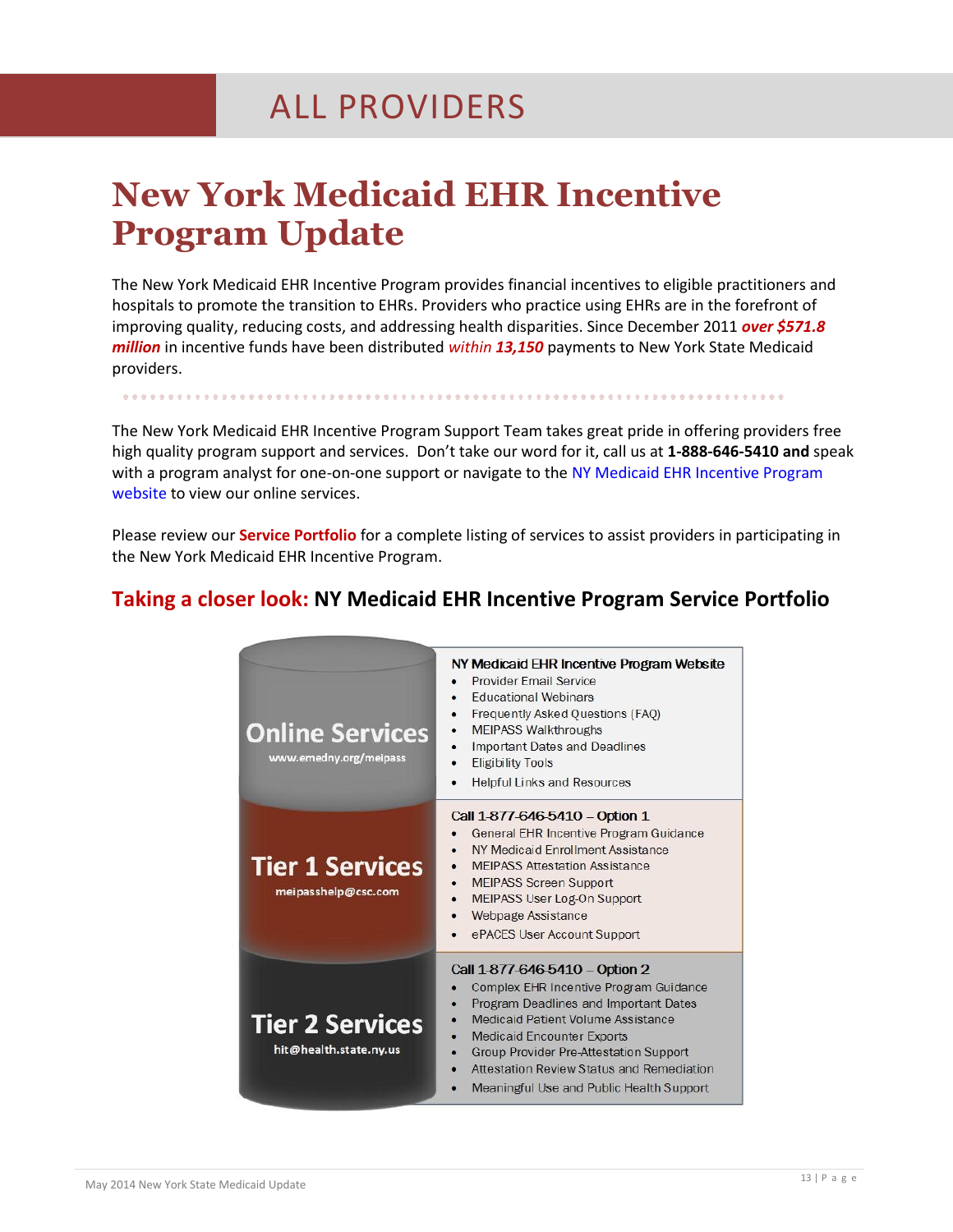ALL PROVIDERS

# New York Medicaid EHR Incentive Program Update

The New York Medicaid EHR Incentive Program provides financial incentives to eligible practitioners and hospitals to promote the transition to EHRs. Providers who practice using EHRs are in the forefront of improving quality, reducing costs, and addressing health disparities. Since December 2011 ***over $571.8 million*** in incentive funds have been distributed *within* ***13,150*** payments to New York State Medicaid providers.

The New York Medicaid EHR Incentive Program Support Team takes great pride in offering providers free high quality program support and services. Don't take our word for it, call us at **1-888-646-5410 and** speak with a program analyst for one-on-one support or navigate to the NY Medicaid EHR Incentive Program website to view our online services.

Please review our **Service Portfolio** for a complete listing of services to assist providers in participating in the New York Medicaid EHR Incentive Program.

## Taking a closer look: NY Medicaid EHR Incentive Program Service Portfolio

| Service | Details |
|---|---|
| **Online Services** www.emedny.org/meipass | NY Medicaid EHR Incentive Program Website<br>• Provider Email Service<br>• Educational Webinars<br>• Frequently Asked Questions (FAQ)<br>• MEIPASS Walkthroughs<br>• Important Dates and Deadlines<br>• Eligibility Tools<br>• Helpful Links and Resources |
| **Tier 1 Services** meipasshelp@csc.com | Call 1-877-646-5410 – Option 1<br>• General EHR Incentive Program Guidance<br>• NY Medicaid Enrollment Assistance<br>• MEIPASS Attestation Assistance<br>• MEIPASS Screen Support<br>• MEIPASS User Log-On Support<br>• Webpage Assistance<br>• ePACES User Account Support |
| **Tier 2 Services** hit@health.state.ny.us | Call 1-877-646-5410 – Option 2<br>• Complex EHR Incentive Program Guidance<br>• Program Deadlines and Important Dates<br>• Medicaid Patient Volume Assistance<br>• Medicaid Encounter Exports<br>• Group Provider Pre-Attestation Support<br>• Attestation Review Status and Remediation<br>• Meaningful Use and Public Health Support |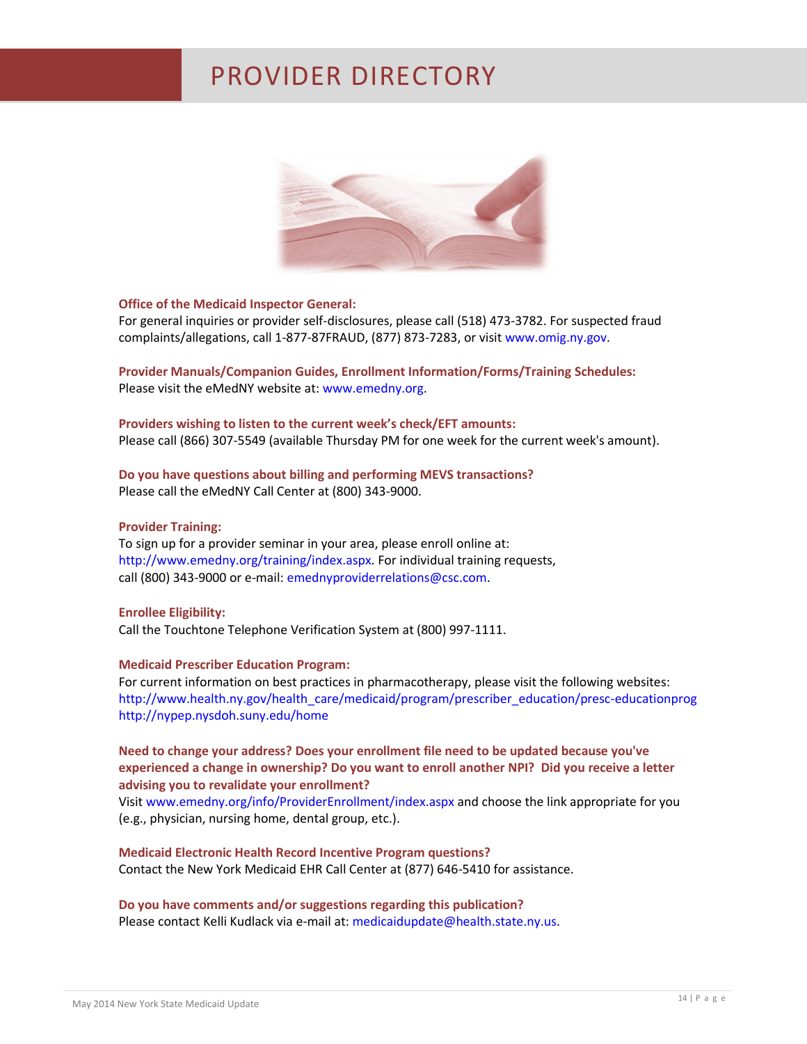# PROVIDER DIRECTORY

**Office of the Medicaid Inspector General:**
For general inquiries or provider self-disclosures, please call (518) 473-3782. For suspected fraud complaints/allegations, call 1-877-87FRAUD, (877) 873-7283, or visit www.omig.ny.gov.

**Provider Manuals/Companion Guides, Enrollment Information/Forms/Training Schedules:**
Please visit the eMedNY website at: www.emedny.org.

**Providers wishing to listen to the current week's check/EFT amounts:**
Please call (866) 307-5549 (available Thursday PM for one week for the current week's amount).

**Do you have questions about billing and performing MEVS transactions?**
Please call the eMedNY Call Center at (800) 343-9000.

**Provider Training:**
To sign up for a provider seminar in your area, please enroll online at: http://www.emedny.org/training/index.aspx. For individual training requests, call (800) 343-9000 or e-mail: emednyproviderrelations@csc.com.

**Enrollee Eligibility:**
Call the Touchtone Telephone Verification System at (800) 997-1111.

**Medicaid Prescriber Education Program:**
For current information on best practices in pharmacotherapy, please visit the following websites:
http://www.health.ny.gov/health_care/medicaid/program/prescriber_education/presc-educationprog
http://nypep.nysdoh.suny.edu/home

**Need to change your address? Does your enrollment file need to be updated because you've experienced a change in ownership? Do you want to enroll another NPI? Did you receive a letter advising you to revalidate your enrollment?**
Visit www.emedny.org/info/ProviderEnrollment/index.aspx and choose the link appropriate for you (e.g., physician, nursing home, dental group, etc.).

**Medicaid Electronic Health Record Incentive Program questions?**
Contact the New York Medicaid EHR Call Center at (877) 646-5410 for assistance.

**Do you have comments and/or suggestions regarding this publication?**
Please contact Kelli Kudlack via e-mail at: medicaidupdate@health.state.ny.us.